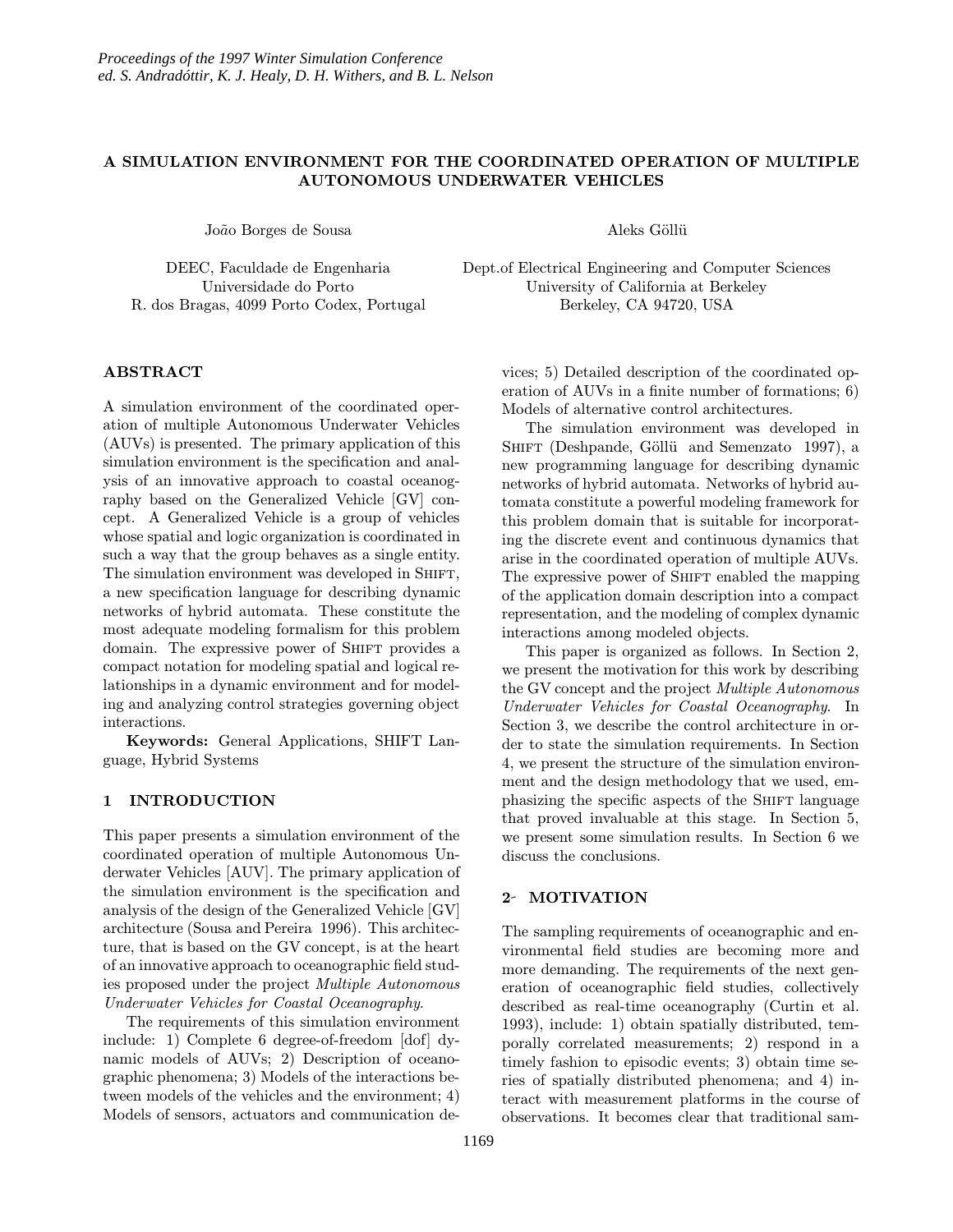# A SIMULATION ENVIRONMENT FOR THE COORDINATED OPERATION OF MULTIPLE AUTONOMOUS UNDERWATER VEHICLES

João Borges de Sousa

DEEC, Faculdade de Engenharia
Universidade do Porto
R. dos Bragas, 4099 Porto Codex, Portugal

Aleks Göllü

Dept.of Electrical Engineering and Computer Sciences
University of California at Berkeley
Berkeley, CA 94720, USA

## ABSTRACT

A simulation environment of the coordinated operation of multiple Autonomous Underwater Vehicles (AUVs) is presented. The primary application of this simulation environment is the specification and analysis of an innovative approach to coastal oceanography based on the Generalized Vehicle [GV] concept. A Generalized Vehicle is a group of vehicles whose spatial and logic organization is coordinated in such a way that the group behaves as a single entity. The simulation environment was developed in SHIFT, a new specification language for describing dynamic networks of hybrid automata. These constitute the most adequate modeling formalism for this problem domain. The expressive power of SHIFT provides a compact notation for modeling spatial and logical relationships in a dynamic environment and for modeling and analyzing control strategies governing object interactions.

**Keywords:** General Applications, SHIFT Language, Hybrid Systems

## 1 INTRODUCTION

This paper presents a simulation environment of the coordinated operation of multiple Autonomous Underwater Vehicles [AUV]. The primary application of the simulation environment is the specification and analysis of the design of the Generalized Vehicle [GV] architecture (Sousa and Pereira 1996). This architecture, that is based on the GV concept, is at the heart of an innovative approach to oceanographic field studies proposed under the project *Multiple Autonomous Underwater Vehicles for Coastal Oceanography*.

The requirements of this simulation environment include: 1) Complete 6 degree-of-freedom [dof] dynamic models of AUVs; 2) Description of oceanographic phenomena; 3) Models of the interactions between models of the vehicles and the environment; 4) Models of sensors, actuators and communication devices; 5) Detailed description of the coordinated operation of AUVs in a finite number of formations; 6) Models of alternative control architectures.

The simulation environment was developed in SHIFT (Deshpande, Göllü and Semenzato 1997), a new programming language for describing dynamic networks of hybrid automata. Networks of hybrid automata constitute a powerful modeling framework for this problem domain that is suitable for incorporating the discrete event and continuous dynamics that arise in the coordinated operation of multiple AUVs. The expressive power of SHIFT enabled the mapping of the application domain description into a compact representation, and the modeling of complex dynamic interactions among modeled objects.

This paper is organized as follows. In Section 2, we present the motivation for this work by describing the GV concept and the project *Multiple Autonomous Underwater Vehicles for Coastal Oceanography*. In Section 3, we describe the control architecture in order to state the simulation requirements. In Section 4, we present the structure of the simulation environment and the design methodology that we used, emphasizing the specific aspects of the SHIFT language that proved invaluable at this stage. In Section 5, we present some simulation results. In Section 6 we discuss the conclusions.

## 2 MOTIVATION

The sampling requirements of oceanographic and environmental field studies are becoming more and more demanding. The requirements of the next generation of oceanographic field studies, collectively described as real-time oceanography (Curtin et al. 1993), include: 1) obtain spatially distributed, temporally correlated measurements; 2) respond in a timely fashion to episodic events; 3) obtain time series of spatially distributed phenomena; and 4) interact with measurement platforms in the course of observations. It becomes clear that traditional sam-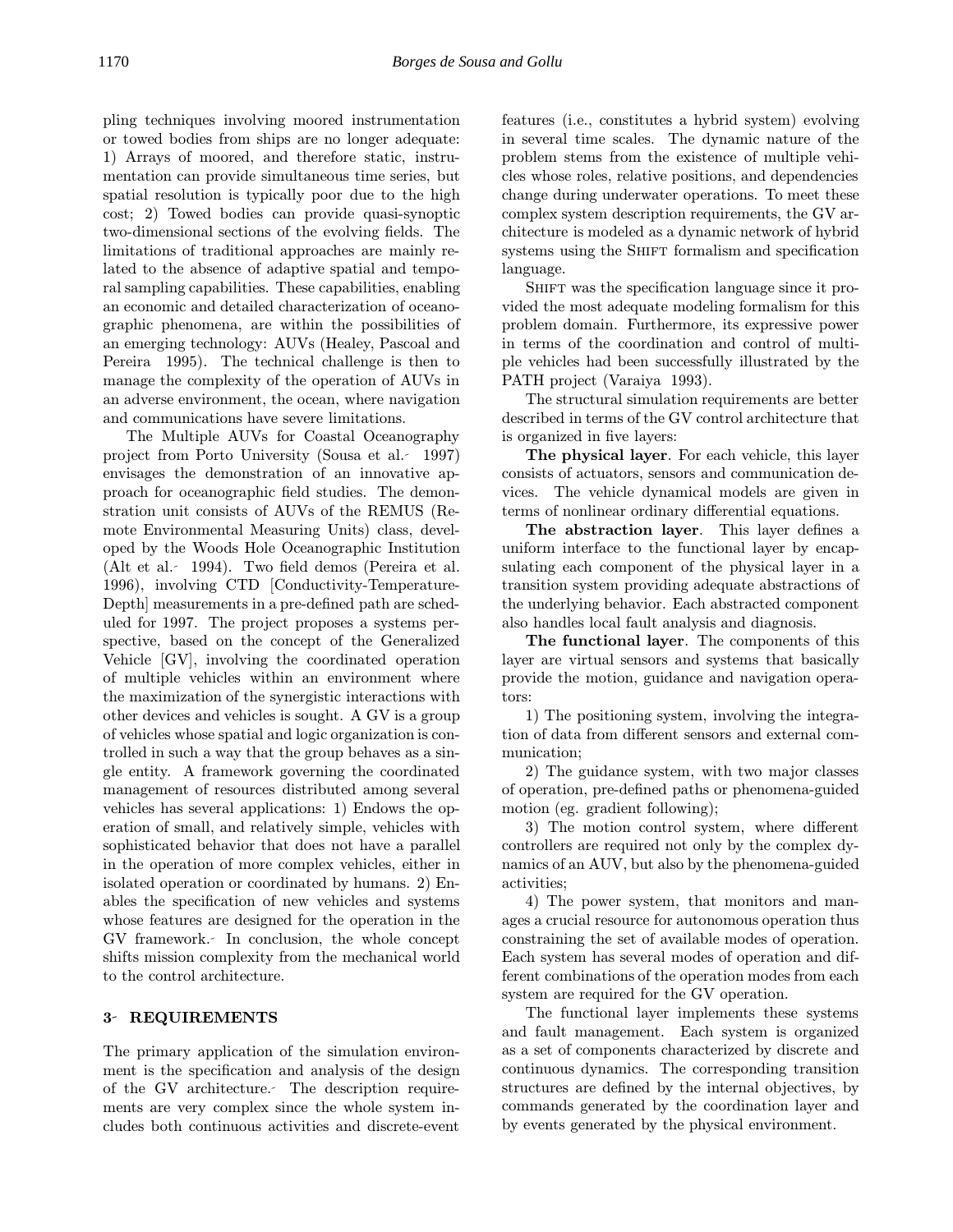pling techniques involving moored instrumentation or towed bodies from ships are no longer adequate: 1) Arrays of moored, and therefore static, instrumentation can provide simultaneous time series, but spatial resolution is typically poor due to the high cost; 2) Towed bodies can provide quasi-synoptic two-dimensional sections of the evolving fields. The limitations of traditional approaches are mainly related to the absence of adaptive spatial and temporal sampling capabilities. These capabilities, enabling an economic and detailed characterization of oceanographic phenomena, are within the possibilities of an emerging technology: AUVs (Healey, Pascoal and Pereira 1995). The technical challenge is then to manage the complexity of the operation of AUVs in an adverse environment, the ocean, where navigation and communications have severe limitations.

The Multiple AUVs for Coastal Oceanography project from Porto University (Sousa et al. 1997) envisages the demonstration of an innovative approach for oceanographic field studies. The demonstration unit consists of AUVs of the REMUS (Remote Environmental Measuring Units) class, developed by the Woods Hole Oceanographic Institution (Alt et al. 1994). Two field demos (Pereira et al. 1996), involving CTD [Conductivity-Temperature-Depth] measurements in a pre-defined path are scheduled for 1997. The project proposes a systems perspective, based on the concept of the Generalized Vehicle [GV], involving the coordinated operation of multiple vehicles within an environment where the maximization of the synergistic interactions with other devices and vehicles is sought. A GV is a group of vehicles whose spatial and logic organization is controlled in such a way that the group behaves as a single entity. A framework governing the coordinated management of resources distributed among several vehicles has several applications: 1) Endows the operation of small, and relatively simple, vehicles with sophisticated behavior that does not have a parallel in the operation of more complex vehicles, either in isolated operation or coordinated by humans. 2) Enables the specification of new vehicles and systems whose features are designed for the operation in the GV framework. In conclusion, the whole concept shifts mission complexity from the mechanical world to the control architecture.

## 3 REQUIREMENTS

The primary application of the simulation environment is the specification and analysis of the design of the GV architecture. The description requirements are very complex since the whole system includes both continuous activities and discrete-event features (i.e., constitutes a hybrid system) evolving in several time scales. The dynamic nature of the problem stems from the existence of multiple vehicles whose roles, relative positions, and dependencies change during underwater operations. To meet these complex system description requirements, the GV architecture is modeled as a dynamic network of hybrid systems using the SHIFT formalism and specification language.

SHIFT was the specification language since it provided the most adequate modeling formalism for this problem domain. Furthermore, its expressive power in terms of the coordination and control of multiple vehicles had been successfully illustrated by the PATH project (Varaiya 1993).

The structural simulation requirements are better described in terms of the GV control architecture that is organized in five layers:

**The physical layer**. For each vehicle, this layer consists of actuators, sensors and communication devices. The vehicle dynamical models are given in terms of nonlinear ordinary differential equations.

**The abstraction layer**. This layer defines a uniform interface to the functional layer by encapsulating each component of the physical layer in a transition system providing adequate abstractions of the underlying behavior. Each abstracted component also handles local fault analysis and diagnosis.

**The functional layer**. The components of this layer are virtual sensors and systems that basically provide the motion, guidance and navigation operators:

1) The positioning system, involving the integration of data from different sensors and external communication;

2) The guidance system, with two major classes of operation, pre-defined paths or phenomena-guided motion (eg. gradient following);

3) The motion control system, where different controllers are required not only by the complex dynamics of an AUV, but also by the phenomena-guided activities;

4) The power system, that monitors and manages a crucial resource for autonomous operation thus constraining the set of available modes of operation. Each system has several modes of operation and different combinations of the operation modes from each system are required for the GV operation.

The functional layer implements these systems and fault management. Each system is organized as a set of components characterized by discrete and continuous dynamics. The corresponding transition structures are defined by the internal objectives, by commands generated by the coordination layer and by events generated by the physical environment.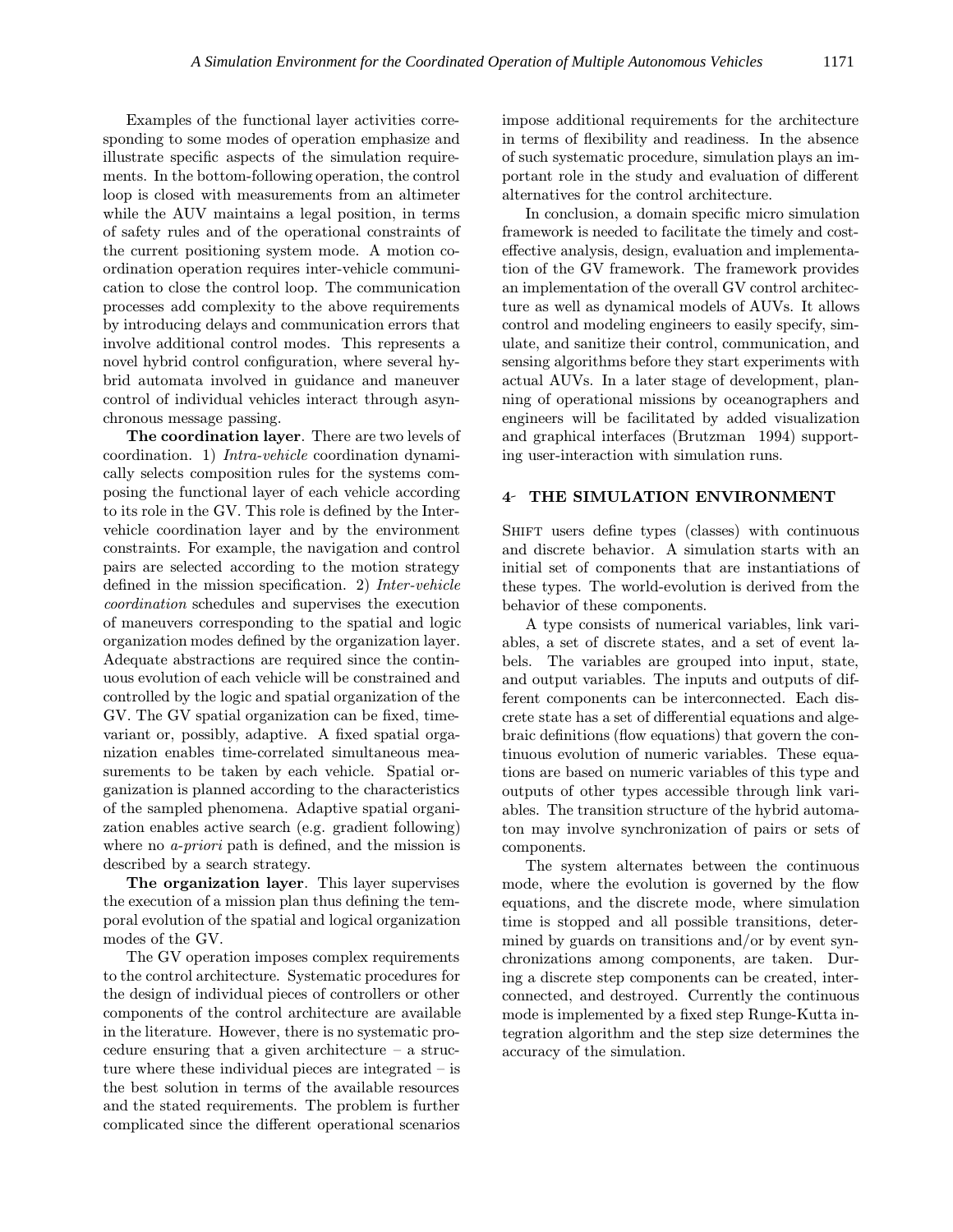Examples of the functional layer activities corresponding to some modes of operation emphasize and illustrate specific aspects of the simulation requirements. In the bottom-following operation, the control loop is closed with measurements from an altimeter while the AUV maintains a legal position, in terms of safety rules and of the operational constraints of the current positioning system mode. A motion coordination operation requires inter-vehicle communication to close the control loop. The communication processes add complexity to the above requirements by introducing delays and communication errors that involve additional control modes. This represents a novel hybrid control configuration, where several hybrid automata involved in guidance and maneuver control of individual vehicles interact through asynchronous message passing.

**The coordination layer**. There are two levels of coordination. 1) *Intra-vehicle* coordination dynamically selects composition rules for the systems composing the functional layer of each vehicle according to its role in the GV. This role is defined by the Inter-vehicle coordination layer and by the environment constraints. For example, the navigation and control pairs are selected according to the motion strategy defined in the mission specification. 2) *Inter-vehicle coordination* schedules and supervises the execution of maneuvers corresponding to the spatial and logic organization modes defined by the organization layer. Adequate abstractions are required since the continuous evolution of each vehicle will be constrained and controlled by the logic and spatial organization of the GV. The GV spatial organization can be fixed, time-variant or, possibly, adaptive. A fixed spatial organization enables time-correlated simultaneous measurements to be taken by each vehicle. Spatial organization is planned according to the characteristics of the sampled phenomena. Adaptive spatial organization enables active search (e.g. gradient following) where no *a-priori* path is defined, and the mission is described by a search strategy.

**The organization layer**. This layer supervises the execution of a mission plan thus defining the temporal evolution of the spatial and logical organization modes of the GV.

The GV operation imposes complex requirements to the control architecture. Systematic procedures for the design of individual pieces of controllers or other components of the control architecture are available in the literature. However, there is no systematic procedure ensuring that a given architecture – a structure where these individual pieces are integrated – is the best solution in terms of the available resources and the stated requirements. The problem is further complicated since the different operational scenarios impose additional requirements for the architecture in terms of flexibility and readiness. In the absence of such systematic procedure, simulation plays an important role in the study and evaluation of different alternatives for the control architecture.

In conclusion, a domain specific micro simulation framework is needed to facilitate the timely and cost-effective analysis, design, evaluation and implementation of the GV framework. The framework provides an implementation of the overall GV control architecture as well as dynamical models of AUVs. It allows control and modeling engineers to easily specify, simulate, and sanitize their control, communication, and sensing algorithms before they start experiments with actual AUVs. In a later stage of development, planning of operational missions by oceanographers and engineers will be facilitated by added visualization and graphical interfaces (Brutzman 1994) supporting user-interaction with simulation runs.

## 4 THE SIMULATION ENVIRONMENT

SHIFT users define types (classes) with continuous and discrete behavior. A simulation starts with an initial set of components that are instantiations of these types. The world-evolution is derived from the behavior of these components.

A type consists of numerical variables, link variables, a set of discrete states, and a set of event labels. The variables are grouped into input, state, and output variables. The inputs and outputs of different components can be interconnected. Each discrete state has a set of differential equations and algebraic definitions (flow equations) that govern the continuous evolution of numeric variables. These equations are based on numeric variables of this type and outputs of other types accessible through link variables. The transition structure of the hybrid automaton may involve synchronization of pairs or sets of components.

The system alternates between the continuous mode, where the evolution is governed by the flow equations, and the discrete mode, where simulation time is stopped and all possible transitions, determined by guards on transitions and/or by event synchronizations among components, are taken. During a discrete step components can be created, interconnected, and destroyed. Currently the continuous mode is implemented by a fixed step Runge-Kutta integration algorithm and the step size determines the accuracy of the simulation.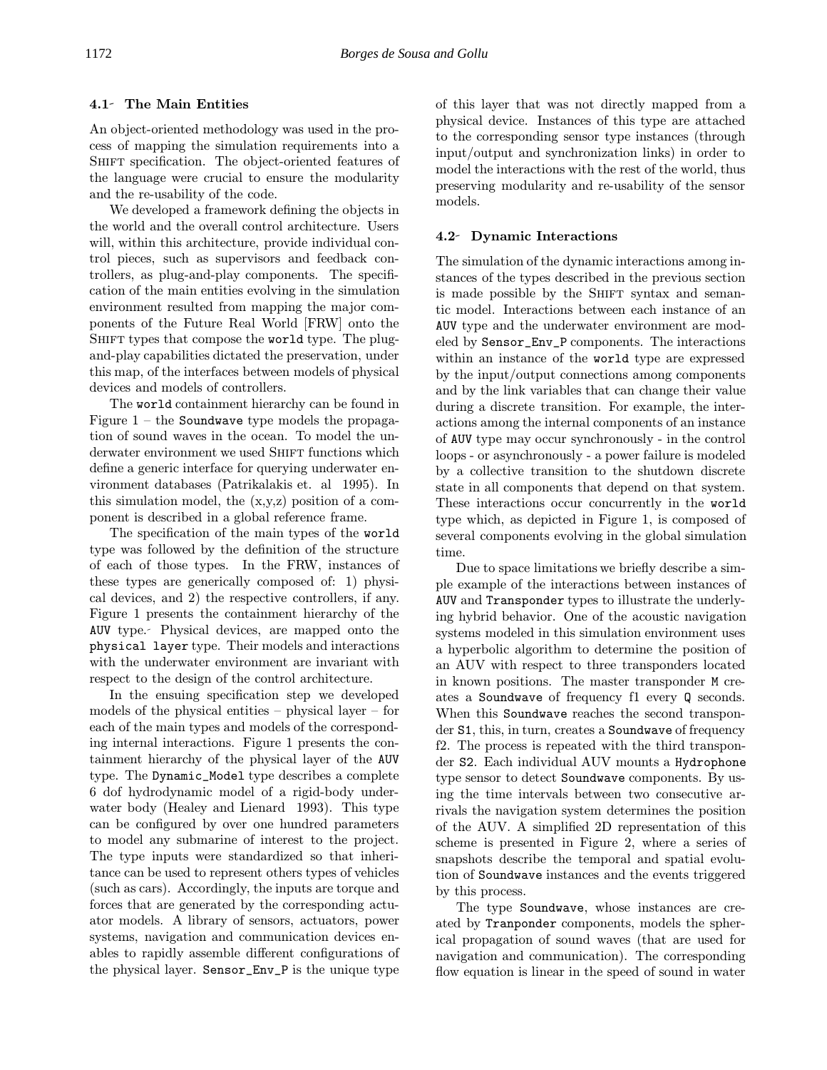### 4.1 The Main Entities

An object-oriented methodology was used in the process of mapping the simulation requirements into a SHIFT specification. The object-oriented features of the language were crucial to ensure the modularity and the re-usability of the code.

We developed a framework defining the objects in the world and the overall control architecture. Users will, within this architecture, provide individual control pieces, such as supervisors and feedback controllers, as plug-and-play components. The specification of the main entities evolving in the simulation environment resulted from mapping the major components of the Future Real World [FRW] onto the SHIFT types that compose the `world` type. The plug-and-play capabilities dictated the preservation, under this map, of the interfaces between models of physical devices and models of controllers.

The `world` containment hierarchy can be found in Figure 1 – the `Soundwave` type models the propagation of sound waves in the ocean. To model the underwater environment we used SHIFT functions which define a generic interface for querying underwater environment databases (Patrikalakis et. al 1995). In this simulation model, the (x,y,z) position of a component is described in a global reference frame.

The specification of the main types of the `world` type was followed by the definition of the structure of each of those types. In the FRW, instances of these types are generically composed of: 1) physical devices, and 2) the respective controllers, if any. Figure 1 presents the containment hierarchy of the `AUV` type. Physical devices, are mapped onto the `physical layer` type. Their models and interactions with the underwater environment are invariant with respect to the design of the control architecture.

In the ensuing specification step we developed models of the physical entities – physical layer – for each of the main types and models of the corresponding internal interactions. Figure 1 presents the containment hierarchy of the physical layer of the `AUV` type. The `Dynamic_Model` type describes a complete 6 dof hydrodynamic model of a rigid-body underwater body (Healey and Lienard 1993). This type can be configured by over one hundred parameters to model any submarine of interest to the project. The type inputs were standardized so that inheritance can be used to represent others types of vehicles (such as cars). Accordingly, the inputs are torque and forces that are generated by the corresponding actuator models. A library of sensors, actuators, power systems, navigation and communication devices enables to rapidly assemble different configurations of the physical layer. `Sensor_Env_P` is the unique type of this layer that was not directly mapped from a physical device. Instances of this type are attached to the corresponding sensor type instances (through input/output and synchronization links) in order to model the interactions with the rest of the world, thus preserving modularity and re-usability of the sensor models.

### 4.2 Dynamic Interactions

The simulation of the dynamic interactions among instances of the types described in the previous section is made possible by the SHIFT syntax and semantic model. Interactions between each instance of an `AUV` type and the underwater environment are modeled by `Sensor_Env_P` components. The interactions within an instance of the `world` type are expressed by the input/output connections among components and by the link variables that can change their value during a discrete transition. For example, the interactions among the internal components of an instance of `AUV` type may occur synchronously - in the control loops - or asynchronously - a power failure is modeled by a collective transition to the shutdown discrete state in all components that depend on that system. These interactions occur concurrently in the `world` type which, as depicted in Figure 1, is composed of several components evolving in the global simulation time.

Due to space limitations we briefly describe a simple example of the interactions between instances of `AUV` and `Transponder` types to illustrate the underlying hybrid behavior. One of the acoustic navigation systems modeled in this simulation environment uses a hyperbolic algorithm to determine the position of an AUV with respect to three transponders located in known positions. The master transponder `M` creates a `Soundwave` of frequency f1 every `Q` seconds. When this `Soundwave` reaches the second transponder `S1`, this, in turn, creates a `Soundwave` of frequency f2. The process is repeated with the third transponder `S2`. Each individual AUV mounts a `Hydrophone` type sensor to detect `Soundwave` components. By using the time intervals between two consecutive arrivals the navigation system determines the position of the AUV. A simplified 2D representation of this scheme is presented in Figure 2, where a series of snapshots describe the temporal and spatial evolution of `Soundwave` instances and the events triggered by this process.

The type `Soundwave`, whose instances are created by `Tranponder` components, models the spherical propagation of sound waves (that are used for navigation and communication). The corresponding flow equation is linear in the speed of sound in water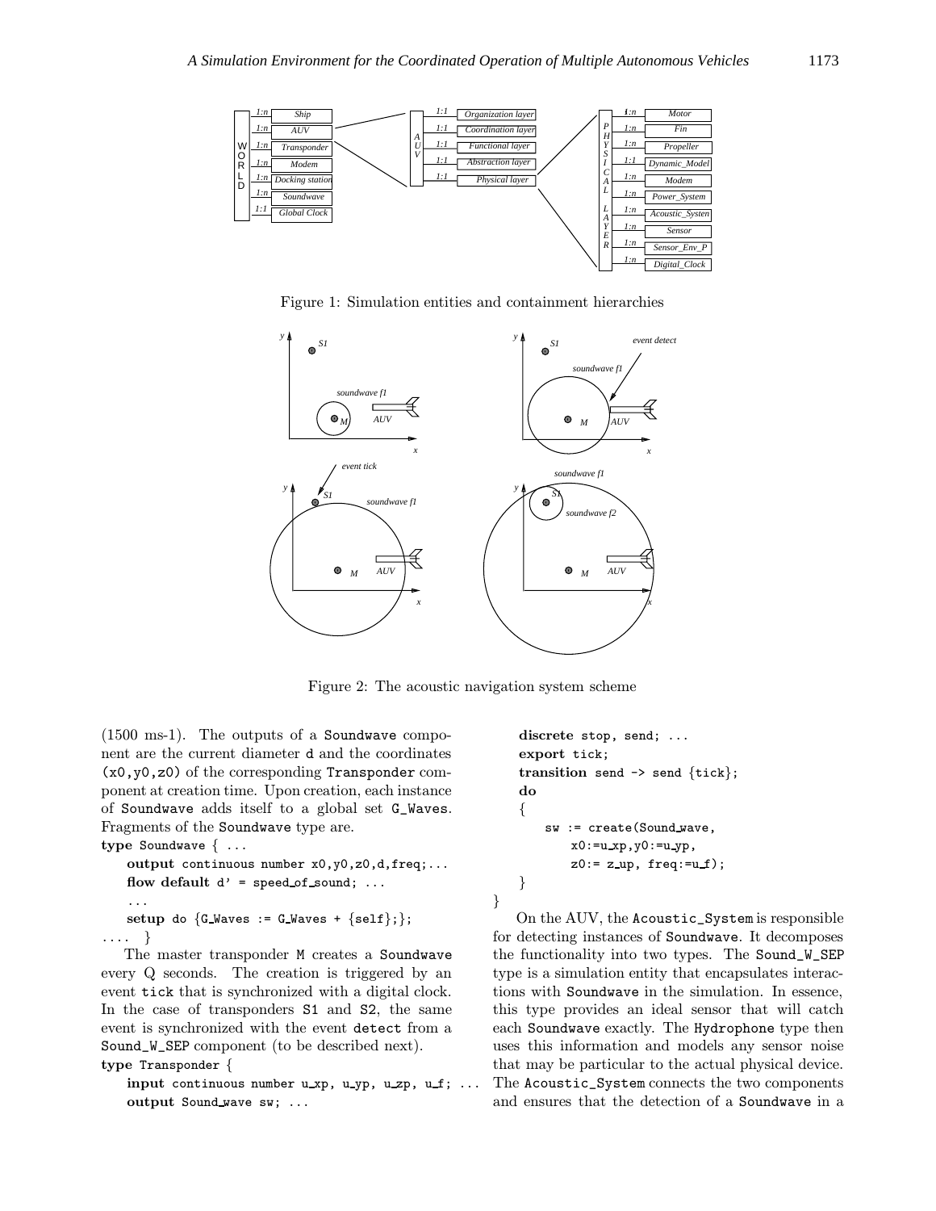Figure 1: Simulation entities and containment hierarchies

Figure 2: The acoustic navigation system scheme

(1500 ms-1). The outputs of a `Soundwave` component are the current diameter `d` and the coordinates `(x0,y0,z0)` of the corresponding `Transponder` component at creation time. Upon creation, each instance of `Soundwave` adds itself to a global set `G_Waves`. Fragments of the `Soundwave` type are.

```
type Soundwave { ...
    output continuous number x0,y0,z0,d,freq;...
    flow default d' = speed_of_sound; ...
    ...
    setup do {G_Waves := G_Waves + {self};};
.... }
```

The master transponder M creates a `Soundwave` every Q seconds. The creation is triggered by an event `tick` that is synchronized with a digital clock. In the case of transponders S1 and S2, the same event is synchronized with the event `detect` from a `Sound_W_SEP` component (to be described next).

```
type Transponder {
    input continuous number u_xp, u_yp, u_zp, u_f; ...
    output Sound_wave sw; ...
    discrete stop, send; ...
    export tick;
    transition send -> send {tick};
    do
    {
        sw := create(Sound_wave,
            x0:=u_xp,y0:=u_yp,
            z0:= z_up, freq:=u_f);
    }
}
```

On the AUV, the `Acoustic_System` is responsible for detecting instances of `Soundwave`. It decomposes the functionality into two types. The `Sound_W_SEP` type is a simulation entity that encapsulates interactions with `Soundwave` in the simulation. In essence, this type provides an ideal sensor that will catch each `Soundwave` exactly. The `Hydrophone` type then uses this information and models any sensor noise that may be particular to the actual physical device. The `Acoustic_System` connects the two components and ensures that the detection of a `Soundwave` in a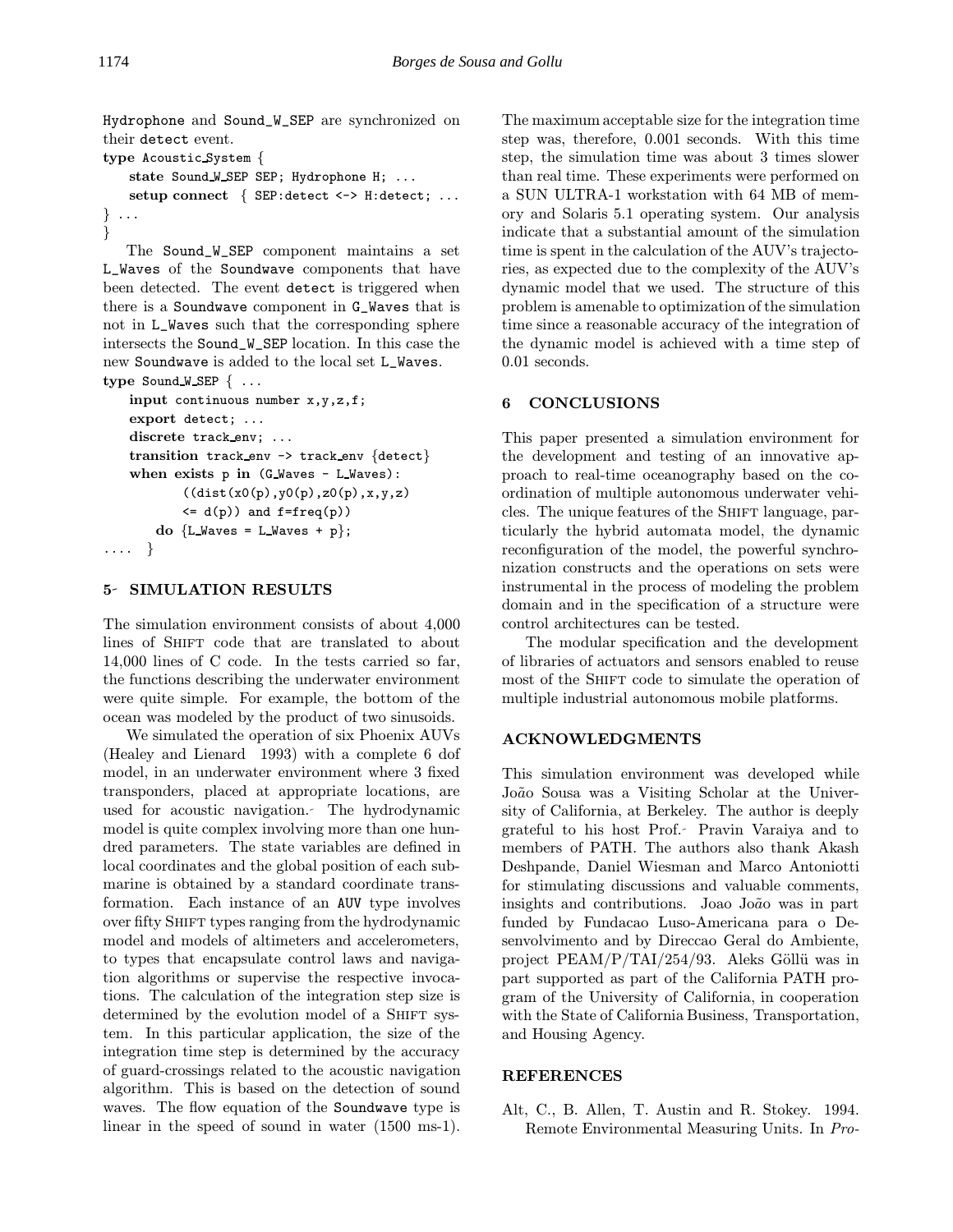Hydrophone and Sound_W_SEP are synchronized on their detect event.

```
type Acoustic_System {
    state Sound_W_SEP SEP; Hydrophone H; ...
    setup connect  { SEP:detect <-> H:detect; ...
} ...
}
```

The Sound_W_SEP component maintains a set L_Waves of the Soundwave components that have been detected. The event detect is triggered when there is a Soundwave component in G_Waves that is not in L_Waves such that the corresponding sphere intersects the Sound_W_SEP location. In this case the new Soundwave is added to the local set L_Waves.

```
type Sound_W_SEP { ...
    input continuous number x,y,z,f;
    export detect; ...
    discrete track_env; ...
    transition track_env -> track_env {detect}
    when exists p in (G_Waves - L_Waves):
          ((dist(x0(p),y0(p),z0(p),x,y,z)
          <= d(p)) and f=freq(p))
       do {L_Waves = L_Waves + p};
.... }
```

## 5 SIMULATION RESULTS

The simulation environment consists of about 4,000 lines of SHIFT code that are translated to about 14,000 lines of C code. In the tests carried so far, the functions describing the underwater environment were quite simple. For example, the bottom of the ocean was modeled by the product of two sinusoids.

We simulated the operation of six Phoenix AUVs (Healey and Lienard 1993) with a complete 6 dof model, in an underwater environment where 3 fixed transponders, placed at appropriate locations, are used for acoustic navigation. The hydrodynamic model is quite complex involving more than one hundred parameters. The state variables are defined in local coordinates and the global position of each submarine is obtained by a standard coordinate transformation. Each instance of an AUV type involves over fifty SHIFT types ranging from the hydrodynamic model and models of altimeters and accelerometers, to types that encapsulate control laws and navigation algorithms or supervise the respective invocations. The calculation of the integration step size is determined by the evolution model of a SHIFT system. In this particular application, the size of the integration time step is determined by the accuracy of guard-crossings related to the acoustic navigation algorithm. This is based on the detection of sound waves. The flow equation of the Soundwave type is linear in the speed of sound in water (1500 ms-1). The maximum acceptable size for the integration time step was, therefore, 0.001 seconds. With this time step, the simulation time was about 3 times slower than real time. These experiments were performed on a SUN ULTRA-1 workstation with 64 MB of memory and Solaris 5.1 operating system. Our analysis indicate that a substantial amount of the simulation time is spent in the calculation of the AUV's trajectories, as expected due to the complexity of the AUV's dynamic model that we used. The structure of this problem is amenable to optimization of the simulation time since a reasonable accuracy of the integration of the dynamic model is achieved with a time step of 0.01 seconds.

## 6 CONCLUSIONS

This paper presented a simulation environment for the development and testing of an innovative approach to real-time oceanography based on the coordination of multiple autonomous underwater vehicles. The unique features of the SHIFT language, particularly the hybrid automata model, the dynamic reconfiguration of the model, the powerful synchronization constructs and the operations on sets were instrumental in the process of modeling the problem domain and in the specification of a structure were control architectures can be tested.

The modular specification and the development of libraries of actuators and sensors enabled to reuse most of the SHIFT code to simulate the operation of multiple industrial autonomous mobile platforms.

## ACKNOWLEDGMENTS

This simulation environment was developed while João Sousa was a Visiting Scholar at the University of California, at Berkeley. The author is deeply grateful to his host Prof. Pravin Varaiya and to members of PATH. The authors also thank Akash Deshpande, Daniel Wiesman and Marco Antoniotti for stimulating discussions and valuable comments, insights and contributions. Joao João was in part funded by Fundacao Luso-Americana para o Desenvolvimento and by Direccao Geral do Ambiente, project PEAM/P/TAI/254/93. Aleks Göllü was in part supported as part of the California PATH program of the University of California, in cooperation with the State of California Business, Transportation, and Housing Agency.

## REFERENCES

Alt, C., B. Allen, T. Austin and R. Stokey. 1994. Remote Environmental Measuring Units. In *Pro-*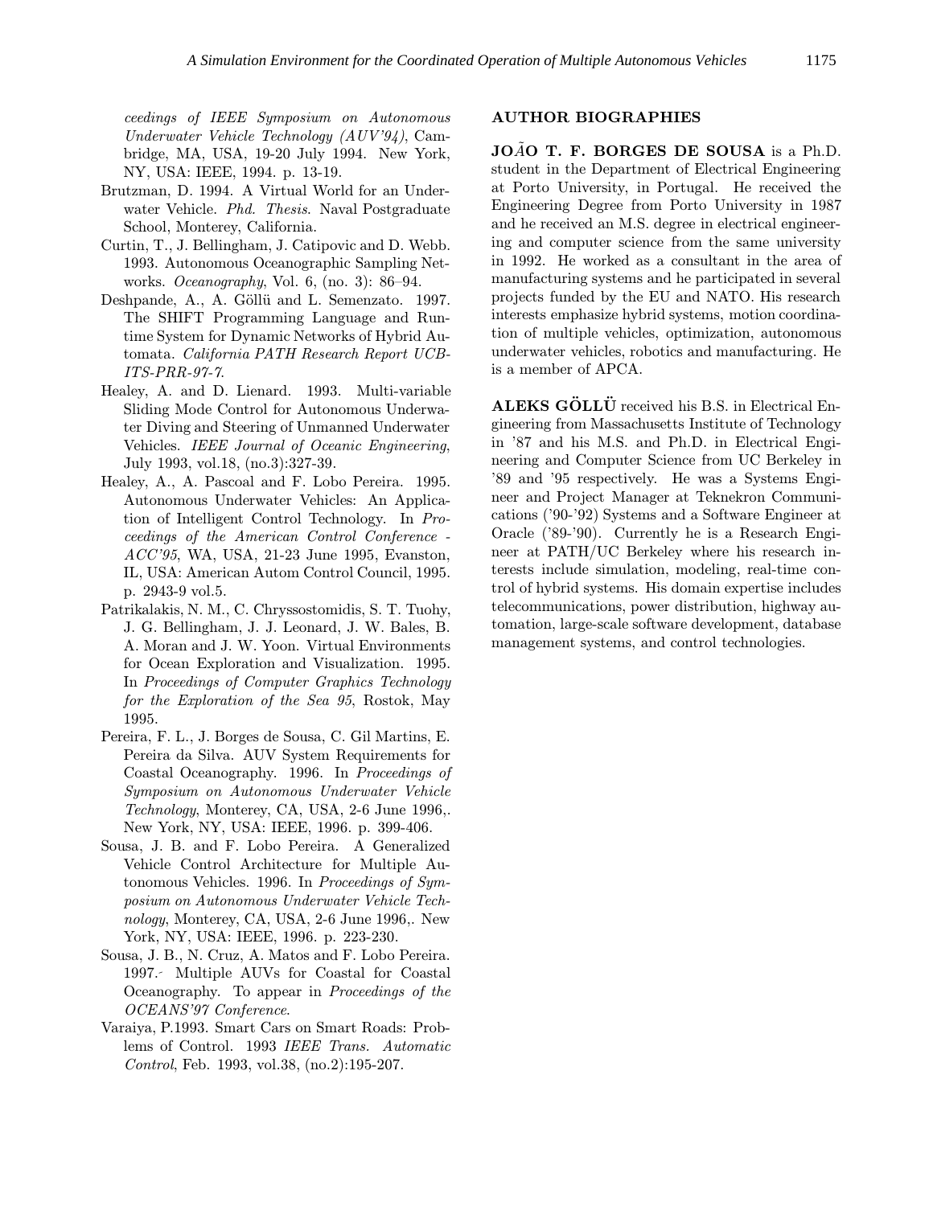ceedings of IEEE Symposium on Autonomous Underwater Vehicle Technology (AUV'94)*, Cambridge, MA, USA, 19-20 July 1994. New York, NY, USA: IEEE, 1994. p. 13-19.

Brutzman, D. 1994. A Virtual World for an Underwater Vehicle. *Phd. Thesis*. Naval Postgraduate School, Monterey, California.

Curtin, T., J. Bellingham, J. Catipovic and D. Webb. 1993. Autonomous Oceanographic Sampling Networks. *Oceanography*, Vol. 6, (no. 3): 86–94.

Deshpande, A., A. Göllü and L. Semenzato. 1997. The SHIFT Programming Language and Runtime System for Dynamic Networks of Hybrid Automata. *California PATH Research Report UCB-ITS-PRR-97-7*.

Healey, A. and D. Lienard. 1993. Multi-variable Sliding Mode Control for Autonomous Underwater Diving and Steering of Unmanned Underwater Vehicles. *IEEE Journal of Oceanic Engineering*, July 1993, vol.18, (no.3):327-39.

Healey, A., A. Pascoal and F. Lobo Pereira. 1995. Autonomous Underwater Vehicles: An Application of Intelligent Control Technology. In *Proceedings of the American Control Conference - ACC'95*, WA, USA, 21-23 June 1995, Evanston, IL, USA: American Autom Control Council, 1995. p. 2943-9 vol.5.

Patrikalakis, N. M., C. Chryssostomidis, S. T. Tuohy, J. G. Bellingham, J. J. Leonard, J. W. Bales, B. A. Moran and J. W. Yoon. Virtual Environments for Ocean Exploration and Visualization. 1995. In *Proceedings of Computer Graphics Technology for the Exploration of the Sea 95*, Rostok, May 1995.

Pereira, F. L., J. Borges de Sousa, C. Gil Martins, E. Pereira da Silva. AUV System Requirements for Coastal Oceanography. 1996. In *Proceedings of Symposium on Autonomous Underwater Vehicle Technology*, Monterey, CA, USA, 2-6 June 1996,. New York, NY, USA: IEEE, 1996. p. 399-406.

Sousa, J. B. and F. Lobo Pereira. A Generalized Vehicle Control Architecture for Multiple Autonomous Vehicles. 1996. In *Proceedings of Symposium on Autonomous Underwater Vehicle Technology*, Monterey, CA, USA, 2-6 June 1996,. New York, NY, USA: IEEE, 1996. p. 223-230.

Sousa, J. B., N. Cruz, A. Matos and F. Lobo Pereira. 1997. Multiple AUVs for Coastal for Coastal Oceanography. To appear in *Proceedings of the OCEANS'97 Conference*.

Varaiya, P.1993. Smart Cars on Smart Roads: Problems of Control. 1993 *IEEE Trans. Automatic Control*, Feb. 1993, vol.38, (no.2):195-207.

## AUTHOR BIOGRAPHIES

**JOÃO T. F. BORGES DE SOUSA** is a Ph.D. student in the Department of Electrical Engineering at Porto University, in Portugal. He received the Engineering Degree from Porto University in 1987 and he received an M.S. degree in electrical engineering and computer science from the same university in 1992. He worked as a consultant in the area of manufacturing systems and he participated in several projects funded by the EU and NATO. His research interests emphasize hybrid systems, motion coordination of multiple vehicles, optimization, autonomous underwater vehicles, robotics and manufacturing. He is a member of APCA.

**ALEKS GÖLLÜ** received his B.S. in Electrical Engineering from Massachusetts Institute of Technology in '87 and his M.S. and Ph.D. in Electrical Engineering and Computer Science from UC Berkeley in '89 and '95 respectively. He was a Systems Engineer and Project Manager at Teknekron Communications ('90-'92) Systems and a Software Engineer at Oracle ('89-'90). Currently he is a Research Engineer at PATH/UC Berkeley where his research interests include simulation, modeling, real-time control of hybrid systems. His domain expertise includes telecommunications, power distribution, highway automation, large-scale software development, database management systems, and control technologies.